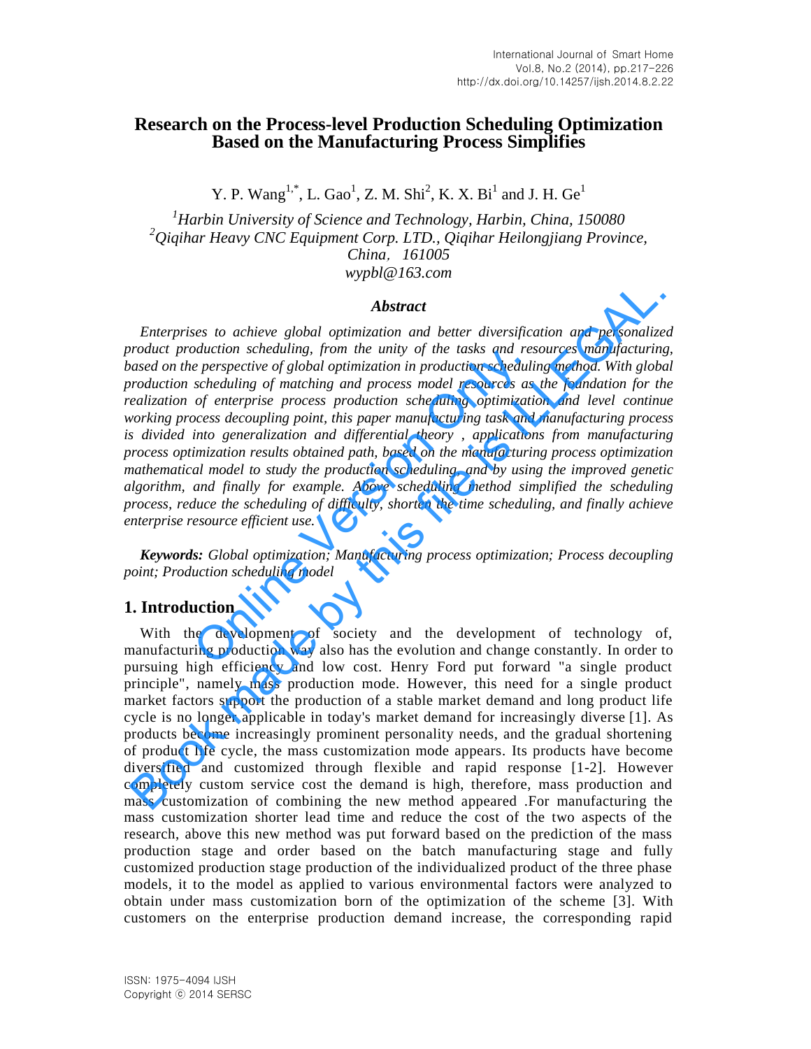# Research on the Process-level Production Scheduling Optimization Based on the Manufacturing Process Simplifies

Y. P. Wang[1,*], L. Gao[1], Z. M. Shi[2], K. X. Bi[1] and J. H. Ge[1]

[1]*Harbin University of Science and Technology, Harbin, China, 150080*
[2]*Qiqihar Heavy CNC Equipment Corp. LTD., Qiqihar Heilongjiang Province, China，161005*
*wypbl@163.com*

### *Abstract*

*Enterprises to achieve global optimization and better diversification and personalized product production scheduling, from the unity of the tasks and resources manufacturing, based on the perspective of global optimization in production scheduling method. With global production scheduling of matching and process model resources as the foundation for the realization of enterprise process production scheduling optimization and level continue working process decoupling point, this paper manufacturing task and manufacturing process is divided into generalization and differential theory , applications from manufacturing process optimization results obtained path, based on the manufacturing process optimization mathematical model to study the production scheduling, and by using the improved genetic algorithm, and finally for example. Above scheduling method simplified the scheduling process, reduce the scheduling of difficulty, shorten the time scheduling, and finally achieve enterprise resource efficient use.*

***Keywords:*** *Global optimization; Manufacturing process optimization; Process decoupling point; Production scheduling model*

## 1. Introduction

With the development of society and the development of technology of, manufacturing production way also has the evolution and change constantly. In order to pursuing high efficiency and low cost. Henry Ford put forward "a single product principle", namely mass production mode. However, this need for a single product market factors support the production of a stable market demand and long product life cycle is no longer applicable in today's market demand for increasingly diverse [1]. As products become increasingly prominent personality needs, and the gradual shortening of product life cycle, the mass customization mode appears. Its products have become diversified and customized through flexible and rapid response [1-2]. However completely custom service cost the demand is high, therefore, mass production and mass customization of combining the new method appeared .For manufacturing the mass customization shorter lead time and reduce the cost of the two aspects of the research, above this new method was put forward based on the prediction of the mass production stage and order based on the batch manufacturing stage and fully customized production stage production of the individualized product of the three phase models, it to the model as applied to various environmental factors were analyzed to obtain under mass customization born of the optimization of the scheme [3]. With customers on the enterprise production demand increase, the corresponding rapid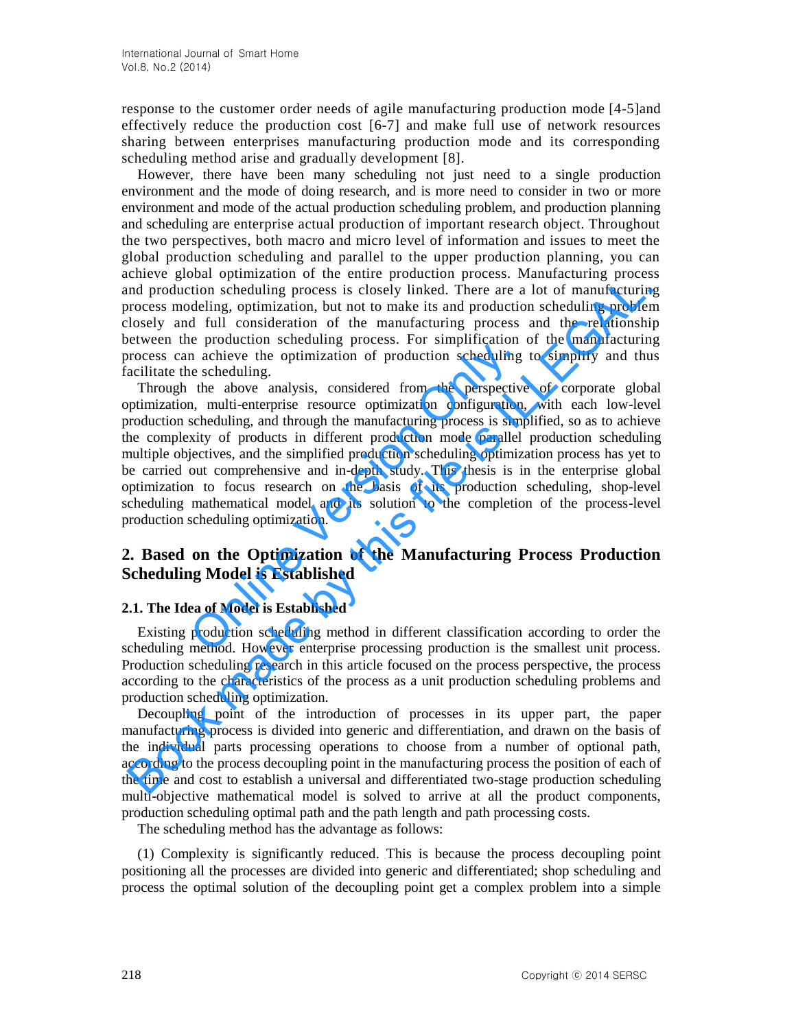response to the customer order needs of agile manufacturing production mode [4-5]and effectively reduce the production cost [6-7] and make full use of network resources sharing between enterprises manufacturing production mode and its corresponding scheduling method arise and gradually development [8].

However, there have been many scheduling not just need to a single production environment and the mode of doing research, and is more need to consider in two or more environment and mode of the actual production scheduling problem, and production planning and scheduling are enterprise actual production of important research object. Throughout the two perspectives, both macro and micro level of information and issues to meet the global production scheduling and parallel to the upper production planning, you can achieve global optimization of the entire production process. Manufacturing process and production scheduling process is closely linked. There are a lot of manufacturing process modeling, optimization, but not to make its and production scheduling problem closely and full consideration of the manufacturing process and the relationship between the production scheduling process. For simplification of the manufacturing process can achieve the optimization of production scheduling to simplify and thus facilitate the scheduling.

Through the above analysis, considered from the perspective of corporate global optimization, multi-enterprise resource optimization configuration, with each low-level production scheduling, and through the manufacturing process is simplified, so as to achieve the complexity of products in different production mode parallel production scheduling multiple objectives, and the simplified production scheduling optimization process has yet to be carried out comprehensive and in-depth study. This thesis is in the enterprise global optimization to focus research on the basis of its production scheduling, shop-level scheduling mathematical model and its solution to the completion of the process-level production scheduling optimization.

## 2. Based on the Optimization of the Manufacturing Process Production Scheduling Model is Established

### 2.1. The Idea of Model is Established

Existing production scheduling method in different classification according to order the scheduling method. However enterprise processing production is the smallest unit process. Production scheduling research in this article focused on the process perspective, the process according to the characteristics of the process as a unit production scheduling problems and production scheduling optimization.

Decoupling point of the introduction of processes in its upper part, the paper manufacturing process is divided into generic and differentiation, and drawn on the basis of the individual parts processing operations to choose from a number of optional path, according to the process decoupling point in the manufacturing process the position of each of the time and cost to establish a universal and differentiated two-stage production scheduling multi-objective mathematical model is solved to arrive at all the product components, production scheduling optimal path and the path length and path processing costs.

The scheduling method has the advantage as follows:

(1) Complexity is significantly reduced. This is because the process decoupling point positioning all the processes are divided into generic and differentiated; shop scheduling and process the optimal solution of the decoupling point get a complex problem into a simple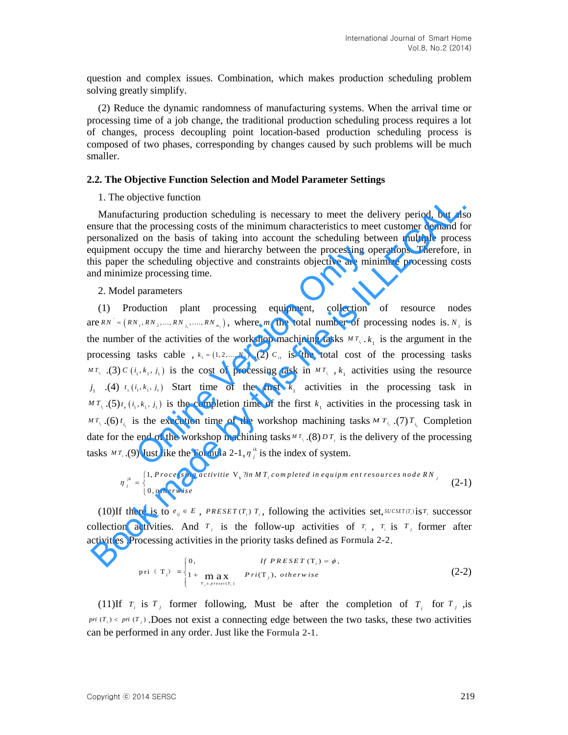question and complex issues. Combination, which makes production scheduling problem solving greatly simplify.

(2) Reduce the dynamic randomness of manufacturing systems. When the arrival time or processing time of a job change, the traditional production scheduling process requires a lot of changes, process decoupling point location-based production scheduling process is composed of two phases, corresponding by changes caused by such problems will be much smaller.

### 2.2. The Objective Function Selection and Model Parameter Settings

1. The objective function

Manufacturing production scheduling is necessary to meet the delivery period, but also ensure that the processing costs of the minimum characteristics to meet customer demand for personalized on the basis of taking into account the scheduling between multiple process equipment occupy the time and hierarchy between the processing operations. Therefore, in this paper the scheduling objective and constraints objective are minimize processing costs and minimize processing time.

2. Model parameters

(1) Production plant processing equipment, collection of resource nodes are $RN' = (RN_1, RN_2, ..., RN_{j_1}, ...., RN_{m_1})$, where $m$ the total number of processing nodes is. $N_l$ is the number of the activities of the workshop machining tasks $MT_{i_1}$. $k_1$ is the argument in the processing tasks cable , $k_1 = (1, 2, ..., N_l)$ .(2) $C_{i1}$ is the total cost of the processing tasks $MT_{i_1}$ .(3) $C(i_1, k_1, j_1)$ is the cost of processing task in $MT_{i_1}$ , $k_1$ activities using the resource $j_1$ .(4) $t_s(i_1, k_1, j_1)$ Start time of the first $k_1$ activities in the processing task in $MT_{i_1}$ .(5) $t_e(i_1, k_1, j_1)$ is the completion time of the first $k_1$ activities in the processing task in $MT_{i_1}$ .(6) $t_{i_1}$ is the execution time of the workshop machining tasks $MT_{i_1}$ .(7) $T_{i_1}$ Completion date for the end of the workshop machining tasks $MT_{i_1}$ .(8) $DT_i$ is the delivery of the processing tasks $MT_i$ .(9) Just like the Formula 2-1, $\eta_j^{ik}$ is the index of system.

$$\eta_j^{jk} = \begin{cases} 1, \text{Processing activitie } V_k \text{ ?in } MT_i \text{ completed in equipment resources node } RN_j \\ 0, \text{otherwise} \end{cases} \tag{2-1}$$

(10)If there is to $e_{ij} \in E$ , $PRESET(T_i)$ $T_i$ , following the activities set, $SUCSET(T_i)$ is $T_i$ successor collection activities. And $T_j$ is the follow-up activities of $T_i$ , $T_i$ is $T_j$ former after activities .Processing activities in the priority tasks defined as Formula 2-2.

$$\text{pri}(T_j) = \begin{cases} 0, & \text{If } PRESET(T_i) = \phi, \\ 1 + \max\limits_{T_j \in preset(T_i)} Pri(T_j), & otherwise \end{cases} \tag{2-2}$$

(11)If $T_i$ is $T_j$ former following, Must be after the completion of $T_i$ for $T_j$ ,is $pri(T_i) < pri(T_j)$ .Does not exist a connecting edge between the two tasks, these two activities can be performed in any order. Just like the Formula 2-1.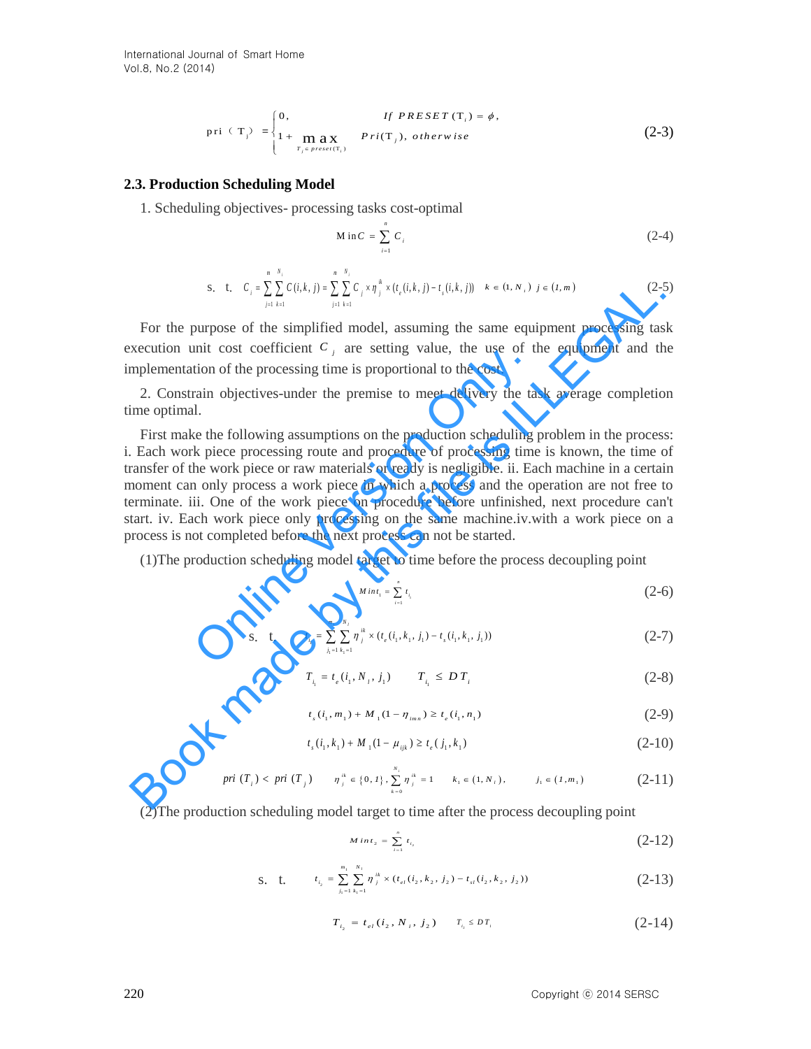$$\mathrm{pri}(\mathrm{T}_i) = \begin{cases} 0, & \text{If } PRESET(\mathrm{T}_i) = \phi, \\ 1 + \max\limits_{T_j \in preset(\mathrm{T}_i)} Pri(\mathrm{T}_j), & otherwise \end{cases} \tag{2-3}$$

### 2.3. Production Scheduling Model

1. Scheduling objectives- processing tasks cost-optimal

$$\operatorname{Min} C = \sum_{i=1}^{n} C_i \tag{2-4}$$

$$\text{s. t.} \quad C_i = \sum_{j=1}^{m} \sum_{k=1}^{N_i} C(i,k,j) = \sum_{j=1}^{m} \sum_{k=1}^{N_i} C_j \times \eta_j^{ik} \times (t_e(i,k,j) - t_s(i,k,j)) \quad k \in (1, N_i) \;\; j \in (1, m) \tag{2-5}$$

For the purpose of the simplified model, assuming the same equipment processing task execution unit cost coefficient $C_j$ are setting value, the use of the equipment and the implementation of the processing time is proportional to the cost.

2. Constrain objectives-under the premise to meet delivery the task average completion time optimal.

First make the following assumptions on the production scheduling problem in the process: i. Each work piece processing route and procedure of processing time is known, the time of transfer of the work piece or raw materials or ready is negligible. ii. Each machine in a certain moment can only process a work piece in which a process and the operation are not free to terminate. iii. One of the work piece on procedure before unfinished, next procedure can't start. iv. Each work piece only processing on the same machine.iv.with a work piece on a process is not completed before the next process can not be started.

(1)The production scheduling model target to time before the process decoupling point

$$\operatorname{Min} t_1 = \sum_{i=1}^{n} t_{i_1} \tag{2-6}$$

$$\text{s. t.} \quad t_{i_1} = \sum_{j_1=1}^{m_1} \sum_{k_1=1}^{N_i} \eta_j^{ik} \times (t_e(i_1, k_1, j_1) - t_s(i_1, k_1, j_1)) \tag{2-7}$$

$$T_{i_1} = t_e(i_1, N_i, j_1) \qquad T_{i_1} \le DT_i \tag{2-8}$$

$$t_s(i_1, m_1) + M_1(1 - \eta_{imn}) \ge t_e(i_1, n_1) \tag{2-9}$$

$$t_s(i_1, k_1) + M_1(1 - \mu_{ijk}) \ge t_e(j_1, k_1) \tag{2-10}$$

$$pri(T_i) < pri(T_j) \qquad \eta_j^{ik} \in \{0, 1\}, \sum_{k=0}^{N_i} \eta_j^{ik} = 1 \qquad k_1 \in (1, N_i), \qquad j_1 \in (1, m_1) \tag{2-11}$$

(2)The production scheduling model target to time after the process decoupling point

$$\operatorname{Min} t_2 = \sum_{i=1}^{n} t_{i_2} \tag{2-12}$$

$$\text{s. t.} \quad t_{i_2} = \sum_{j_1=1}^{m_1} \sum_{k_1=1}^{N_1} \eta_j^{ik} \times (t_{el}(i_2, k_2, j_2) - t_{sl}(i_2, k_2, j_2)) \tag{2-13}$$

$$T_{i_2} = t_{el}(i_2, N_i, j_2) \qquad T_{i_2} \le DT_i \tag{2-14}$$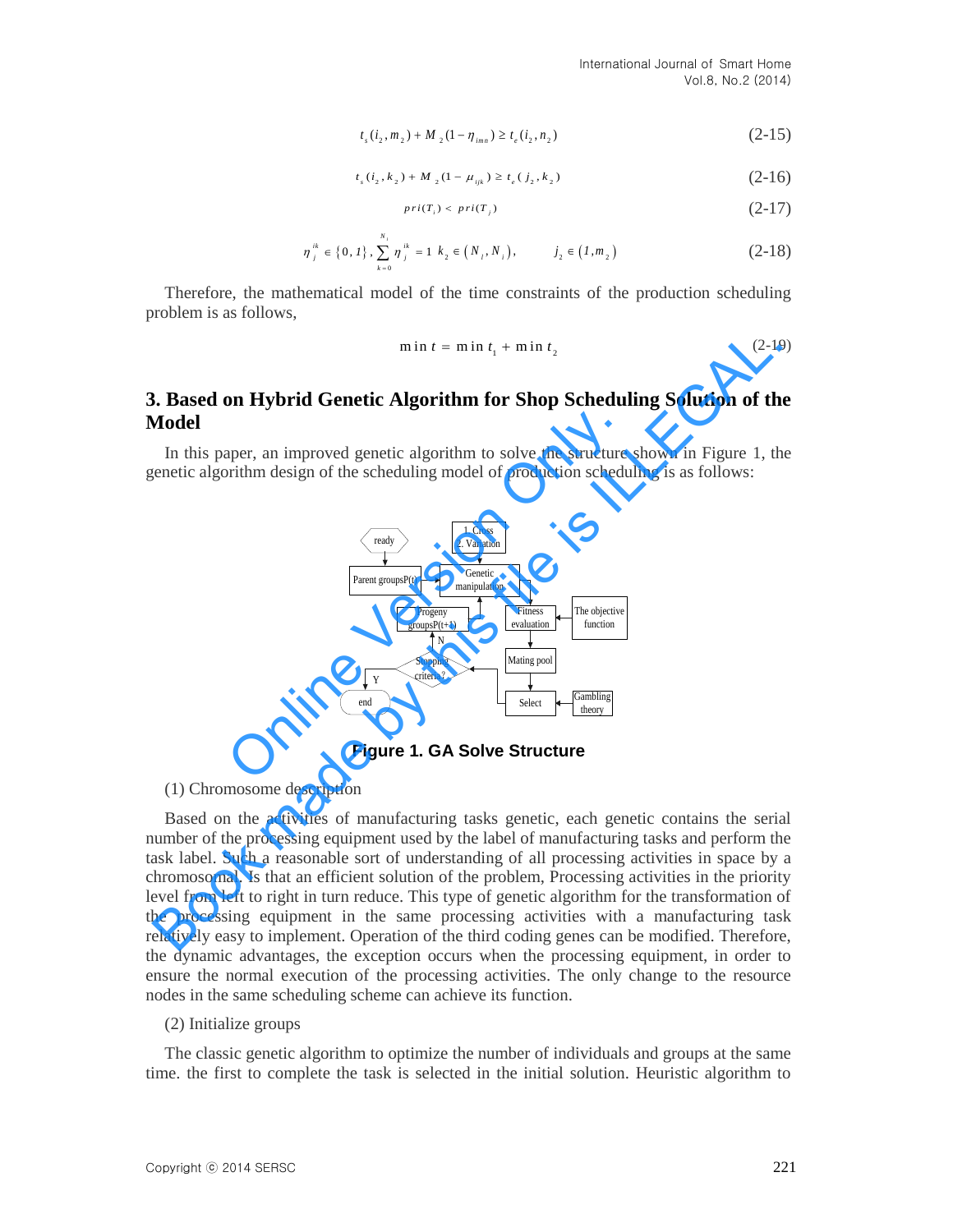$$t_s(i_2, m_2) + M_2(1 - \eta_{imn}) \geq t_e(i_2, n_2) \tag{2-15}$$

$$t_s(i_2, k_2) + M_2(1 - \mu_{ijk}) \geq t_e(j_2, k_2) \tag{2-16}$$

$$pri(T_i) < pri(T_j) \tag{2-17}$$

$$\eta_j^{ik} \in \{0, 1\}, \sum_{k=0}^{N_i} \eta_j^{ik} = 1 \;\; k_2 \in (N_i, N_i), \qquad j_2 \in (1, m_2) \tag{2-18}$$

Therefore, the mathematical model of the time constraints of the production scheduling problem is as follows,

$$\min t = \min t_1 + \min t_2 \tag{2-19}$$

## 3. Based on Hybrid Genetic Algorithm for Shop Scheduling Solution of the Model

In this paper, an improved genetic algorithm to solve the structure shown in Figure 1, the genetic algorithm design of the scheduling model of production scheduling is as follows:

**Figure 1. GA Solve Structure**

(1) Chromosome description

Based on the activities of manufacturing tasks genetic, each genetic contains the serial number of the processing equipment used by the label of manufacturing tasks and perform the task label. Such a reasonable sort of understanding of all processing activities in space by a chromosomal. Is that an efficient solution of the problem, Processing activities in the priority level from left to right in turn reduce. This type of genetic algorithm for the transformation of the processing equipment in the same processing activities with a manufacturing task relatively easy to implement. Operation of the third coding genes can be modified. Therefore, the dynamic advantages, the exception occurs when the processing equipment, in order to ensure the normal execution of the processing activities. The only change to the resource nodes in the same scheduling scheme can achieve its function.

(2) Initialize groups

The classic genetic algorithm to optimize the number of individuals and groups at the same time. the first to complete the task is selected in the initial solution. Heuristic algorithm to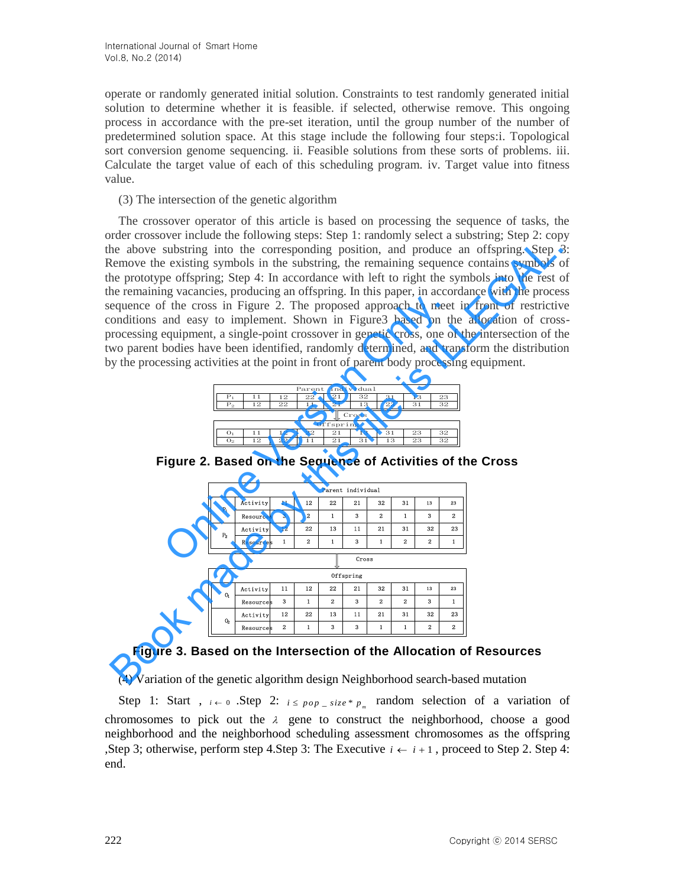operate or randomly generated initial solution. Constraints to test randomly generated initial solution to determine whether it is feasible. if selected, otherwise remove. This ongoing process in accordance with the pre-set iteration, until the group number of the number of predetermined solution space. At this stage include the following four steps:i. Topological sort conversion genome sequencing. ii. Feasible solutions from these sorts of problems. iii. Calculate the target value of each of this scheduling program. iv. Target value into fitness value.

(3) The intersection of the genetic algorithm

The crossover operator of this article is based on processing the sequence of tasks, the order crossover include the following steps: Step 1: randomly select a substring; Step 2: copy the above substring into the corresponding position, and produce an offspring. Step 3: Remove the existing symbols in the substring, the remaining sequence contains symbols of the prototype offspring; Step 4: In accordance with left to right the symbols into the rest of the remaining vacancies, producing an offspring. In this paper, in accordance with the process sequence of the cross in Figure 2. The proposed approach to meet in front of restrictive conditions and easy to implement. Shown in Figure3 based on the allocation of cross-processing equipment, a single-point crossover in genetic cross, one of the intersection of the two parent bodies have been identified, randomly determined, and transform the distribution by the processing activities at the point in front of parent body processing equipment.

| Parent individual | | | | | | | | |
|---|---|---|---|---|---|---|---|---|
| $P_1$ | 11 | 12 | 22 | 21 | 32 | 31 | 13 | 23 |
| $P_2$ | 12 | 22 | 11 | 21 | 13 | 23 | 31 | 32 |

Cross

| Offspring | | | | | | | | |
|---|---|---|---|---|---|---|---|---|
| $O_1$ | 11 | 12 | 22 | 21 | 13 | 31 | 23 | 32 |
| $O_2$ | 12 | 22 | 11 | 21 | 31 | 13 | 23 | 32 |

**Figure 2. Based on the Sequence of Activities of the Cross**

| Parent individual | | | | | | | | | |
|---|---|---|---|---|---|---|---|---|---|
| $P_1$ | Activity | 11 | 12 | 22 | 21 | 32 | 31 | 13 | 23 |
| | Resources | 3 | 2 | 1 | 3 | 2 | 1 | 3 | 2 |
| $P_2$ | Activity | 12 | 22 | 13 | 11 | 21 | 31 | 32 | 23 |
| | Resources | 1 | 2 | 1 | 3 | 1 | 2 | 2 | 1 |

Cross

| Offspring | | | | | | | | | |
|---|---|---|---|---|---|---|---|---|---|
| $O_1$ | Activity | 11 | 12 | 22 | 21 | 32 | 31 | 13 | 23 |
| | Resources | 3 | 1 | 2 | 3 | 2 | 2 | 3 | 1 |
| $O_2$ | Activity | 12 | 22 | 13 | 11 | 21 | 31 | 32 | 23 |
| | Resources | 2 | 1 | 3 | 3 | 1 | 1 | 2 | 2 |

**Figure 3. Based on the Intersection of the Allocation of Resources**

(4) Variation of the genetic algorithm design Neighborhood search-based mutation

Step 1: Start , $i \leftarrow 0$ .Step 2: $i \leq pop\_size * p_m$ random selection of a variation of chromosomes to pick out the $\lambda$ gene to construct the neighborhood, choose a good neighborhood and the neighborhood scheduling assessment chromosomes as the offspring ,Step 3; otherwise, perform step 4.Step 3: The Executive $i \leftarrow i+1$, proceed to Step 2. Step 4: end.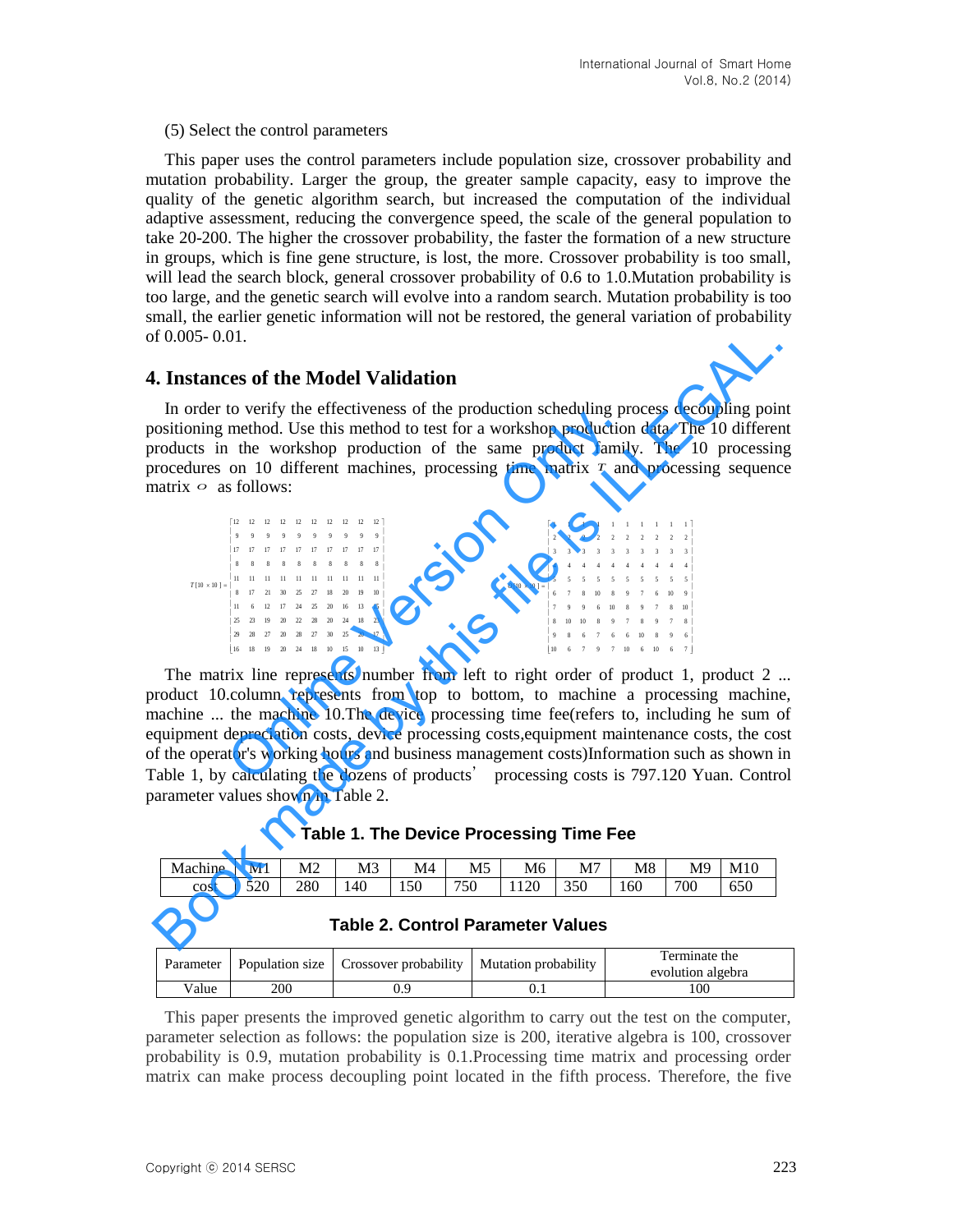(5) Select the control parameters

This paper uses the control parameters include population size, crossover probability and mutation probability. Larger the group, the greater sample capacity, easy to improve the quality of the genetic algorithm search, but increased the computation of the individual adaptive assessment, reducing the convergence speed, the scale of the general population to take 20-200. The higher the crossover probability, the faster the formation of a new structure in groups, which is fine gene structure, is lost, the more. Crossover probability is too small, will lead the search block, general crossover probability of 0.6 to 1.0.Mutation probability is too large, and the genetic search will evolve into a random search. Mutation probability is too small, the earlier genetic information will not be restored, the general variation of probability of 0.005- 0.01.

## 4. Instances of the Model Validation

In order to verify the effectiveness of the production scheduling process decoupling point positioning method. Use this method to test for a workshop production data. The 10 different products in the workshop production of the same product family. The 10 processing procedures on 10 different machines, processing time matrix $T$ and processing sequence matrix $O$ as follows:

$$T[10\times 10]=\begin{bmatrix} 12 & 12 & 12 & 12 & 12 & 12 & 12 & 12 & 12 & 12 \\ 9 & 9 & 9 & 9 & 9 & 9 & 9 & 9 & 9 & 9 \\ 17 & 17 & 17 & 17 & 17 & 17 & 17 & 17 & 17 & 17 \\ 8 & 8 & 8 & 8 & 8 & 8 & 8 & 8 & 8 & 8 \\ 11 & 11 & 11 & 11 & 11 & 11 & 11 & 11 & 11 & 11 \\ 8 & 17 & 21 & 30 & 25 & 27 & 18 & 20 & 19 & 10 \\ 11 & 6 & 12 & 17 & 24 & 25 & 20 & 16 & 13 & 5 \\ 25 & 23 & 19 & 20 & 22 & 28 & 20 & 24 & 18 & 21 \\ 29 & 28 & 27 & 20 & 28 & 27 & 30 & 25 & 20 & 17 \\ 16 & 18 & 19 & 20 & 24 & 18 & 10 & 15 & 10 & 13 \end{bmatrix} \quad O[10\times 10]=\begin{bmatrix} 1 & 1 & 1 & 1 & 1 & 1 & 1 & 1 & 1 & 1 \\ 2 & 2 & 2 & 2 & 2 & 2 & 2 & 2 & 2 & 2 \\ 3 & 3 & 3 & 3 & 3 & 3 & 3 & 3 & 3 & 3 \\ 4 & 4 & 4 & 4 & 4 & 4 & 4 & 4 & 4 & 4 \\ 5 & 5 & 5 & 5 & 5 & 5 & 5 & 5 & 5 & 5 \\ 6 & 7 & 8 & 10 & 8 & 9 & 7 & 6 & 10 & 9 \\ 7 & 9 & 9 & 6 & 10 & 8 & 9 & 7 & 8 & 10 \\ 8 & 10 & 10 & 8 & 9 & 7 & 8 & 9 & 7 & 8 \\ 9 & 8 & 6 & 7 & 6 & 6 & 10 & 8 & 9 & 6 \\ 10 & 6 & 7 & 9 & 7 & 10 & 6 & 10 & 6 & 7 \end{bmatrix}$$

The matrix line represents number from left to right order of product 1, product 2 ... product 10.column represents from top to bottom, to machine a processing machine, machine ... the machine 10.The device processing time fee(refers to, including he sum of equipment depreciation costs, device processing costs,equipment maintenance costs, the cost of the operator's working hours and business management costs)Information such as shown in Table 1, by calculating the dozens of products' processing costs is 797.120 Yuan. Control parameter values shown in Table 2.

**Table 1. The Device Processing Time Fee**

| Machine | M1 | M2 | M3 | M4 | M5 | M6 | M7 | M8 | M9 | M10 |
|---|---|---|---|---|---|---|---|---|---|---|
| cost | 520 | 280 | 140 | 150 | 750 | 1120 | 350 | 160 | 700 | 650 |

**Table 2. Control Parameter Values**

| Parameter | Population size | Crossover probability | Mutation probability | Terminate the evolution algebra |
|---|---|---|---|---|
| Value | 200 | 0.9 | 0.1 | 100 |

This paper presents the improved genetic algorithm to carry out the test on the computer, parameter selection as follows: the population size is 200, iterative algebra is 100, crossover probability is 0.9, mutation probability is 0.1.Processing time matrix and processing order matrix can make process decoupling point located in the fifth process. Therefore, the five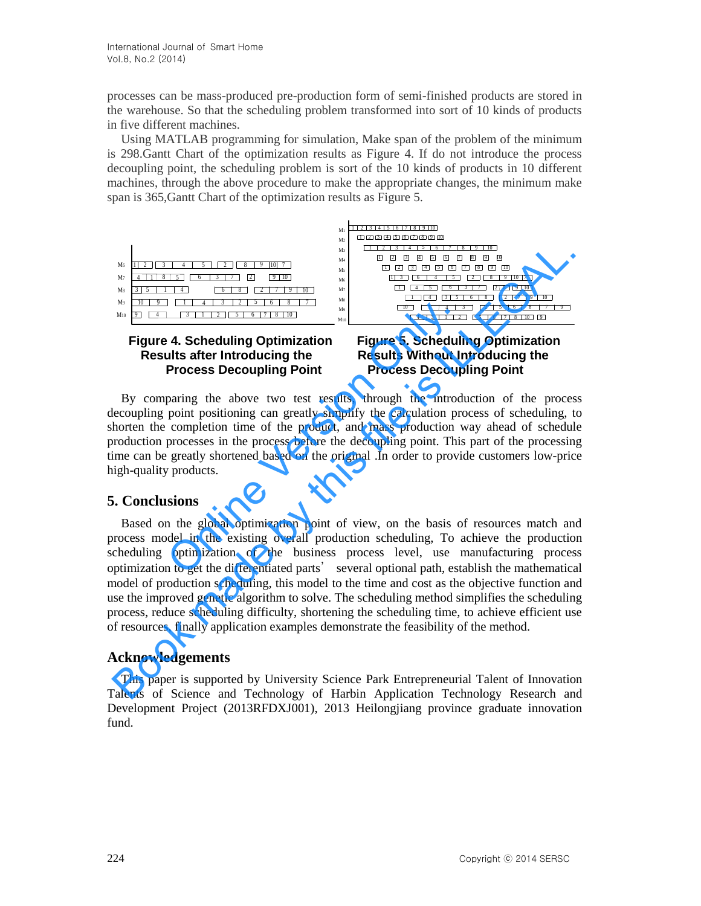processes can be mass-produced pre-production form of semi-finished products are stored in the warehouse. So that the scheduling problem transformed into sort of 10 kinds of products in five different machines.

Using MATLAB programming for simulation, Make span of the problem of the minimum is 298.Gantt Chart of the optimization results as Figure 4. If do not introduce the process decoupling point, the scheduling problem is sort of the 10 kinds of products in 10 different machines, through the above procedure to make the appropriate changes, the minimum make span is 365,Gantt Chart of the optimization results as Figure 5.

**Figure 4. Scheduling Optimization Results after Introducing the Process Decoupling Point**

**Figure 5. Scheduling Optimization Results Without Introducing the Process Decoupling Point**

By comparing the above two test results, through the introduction of the process decoupling point positioning can greatly simplify the calculation process of scheduling, to shorten the completion time of the product, and mass production way ahead of schedule production processes in the process before the decoupling point. This part of the processing time can be greatly shortened based on the original .In order to provide customers low-price high-quality products.

## 5. Conclusions

Based on the global optimization point of view, on the basis of resources match and process model in the existing overall production scheduling, To achieve the production scheduling optimization of the business process level, use manufacturing process optimization to get the differentiated parts' several optional path, establish the mathematical model of production scheduling, this model to the time and cost as the objective function and use the improved genetic algorithm to solve. The scheduling method simplifies the scheduling process, reduce scheduling difficulty, shortening the scheduling time, to achieve efficient use of resources, finally application examples demonstrate the feasibility of the method.

## Acknowledgements

This paper is supported by University Science Park Entrepreneurial Talent of Innovation Talents of Science and Technology of Harbin Application Technology Research and Development Project (2013RFDXJ001), 2013 Heilongjiang province graduate innovation fund.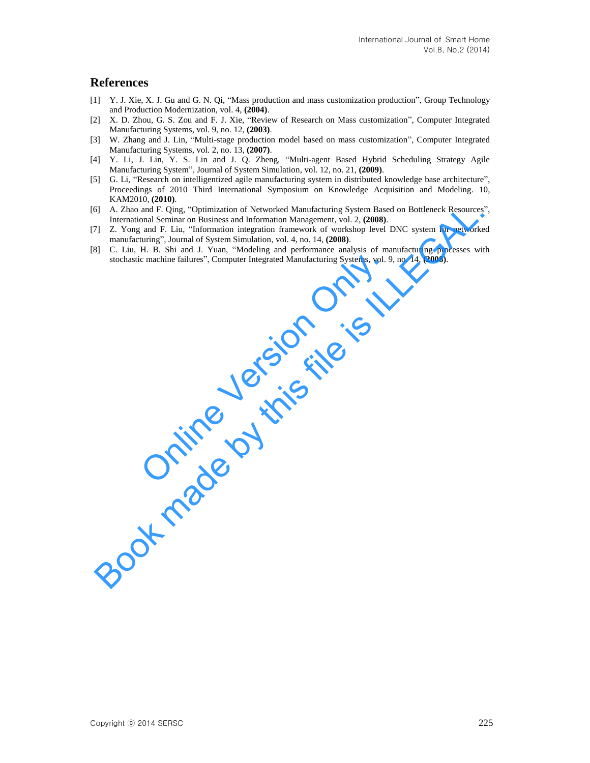## References

[1] Y. J. Xie, X. J. Gu and G. N. Qi, "Mass production and mass customization production", Group Technology and Production Modernization, vol. 4, **(2004)**.

[2] X. D. Zhou, G. S. Zou and F. J. Xie, "Review of Research on Mass customization", Computer Integrated Manufacturing Systems, vol. 9, no. 12, **(2003)**.

[3] W. Zhang and J. Lin, "Multi-stage production model based on mass customization", Computer Integrated Manufacturing Systems, vol. 2, no. 13, **(2007)**.

[4] Y. Li, J. Lin, Y. S. Lin and J. Q. Zheng, "Multi-agent Based Hybrid Scheduling Strategy Agile Manufacturing System", Journal of System Simulation, vol. 12, no. 21, **(2009)**.

[5] G. Li, "Research on intelligentized agile manufacturing system in distributed knowledge base architecture", Proceedings of 2010 Third International Symposium on Knowledge Acquisition and Modeling. 10, KAM2010, **(2010)**.

[6] A. Zhao and F. Qing, "Optimization of Networked Manufacturing System Based on Bottleneck Resources", International Seminar on Business and Information Management, vol. 2, **(2008)**.

[7] Z. Yong and F. Liu, "Information integration framework of workshop level DNC system for networked manufacturing", Journal of System Simulation, vol. 4, no. 14, **(2008)**.

[8] C. Liu, H. B. Shi and J. Yuan, "Modeling and performance analysis of manufacturing processes with stochastic machine failures", Computer Integrated Manufacturing Systems, vol. 9, no. 14, **(2008)**.